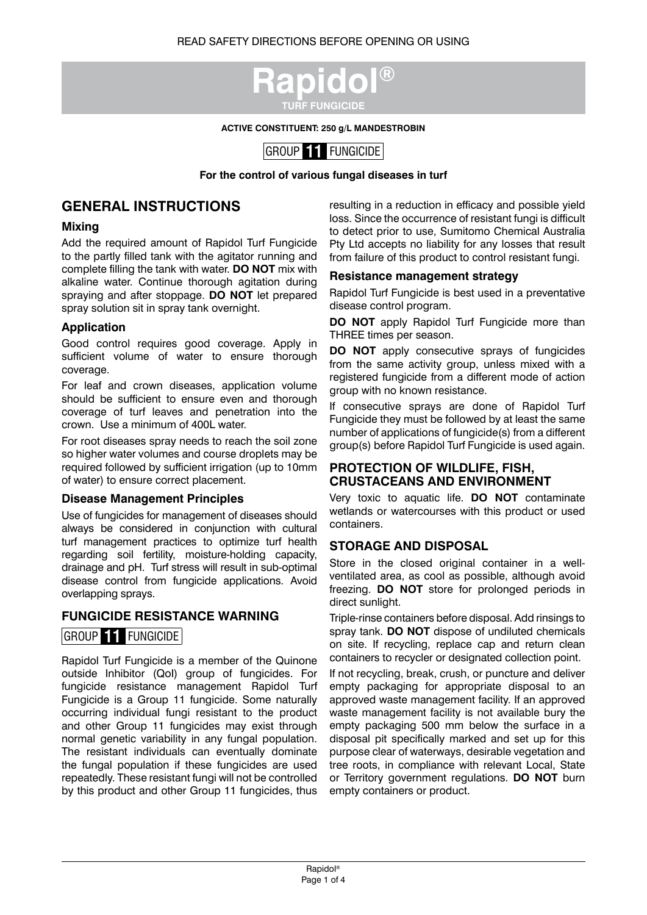READ SAFETY DIRECTIONS BEFORE OPENING OR USING

# Rapidol®

**TURF FUNGICIDE**

**ACTIVE CONSTITUENT: 250 g/L MANDESTROBIN**

GROUP **11** FUNGICIDE

**For the control of various fungal diseases in turf**

## GENERAL INSTRUCTIONS

### Mixing

Add the required amount of Rapidol Turf Fungicide to the partly filled tank with the agitator running and complete filling the tank with water. **DO NOT** mix with alkaline water. Continue thorough agitation during spraying and after stoppage. **DO NOT** let prepared spray solution sit in spray tank overnight.

### Application

Good control requires good coverage. Apply in sufficient volume of water to ensure thorough coverage.

For leaf and crown diseases, application volume should be sufficient to ensure even and thorough coverage of turf leaves and penetration into the crown. Use a minimum of 400L water.

For root diseases spray needs to reach the soil zone so higher water volumes and course droplets may be required followed by sufficient irrigation (up to 10mm of water) to ensure correct placement.

### Disease Management Principles

Use of fungicides for management of diseases should always be considered in conjunction with cultural turf management practices to optimize turf health regarding soil fertility, moisture-holding capacity, drainage and pH. Turf stress will result in sub-optimal disease control from fungicide applications. Avoid overlapping sprays.

## FUNGICIDE RESISTANCE WARNING

GROUP **11** FUNGICIDE

Rapidol Turf Fungicide is a member of the Quinone outside Inhibitor (QoI) group of fungicides. For fungicide resistance management Rapidol Turf Fungicide is a Group 11 fungicide. Some naturally occurring individual fungi resistant to the product and other Group 11 fungicides may exist through normal genetic variability in any fungal population. The resistant individuals can eventually dominate the fungal population if these fungicides are used repeatedly. These resistant fungi will not be controlled by this product and other Group 11 fungicides, thus resulting in a reduction in efficacy and possible yield loss. Since the occurrence of resistant fungi is difficult to detect prior to use, Sumitomo Chemical Australia Pty Ltd accepts no liability for any losses that result from failure of this product to control resistant fungi.

### Resistance management strategy

Rapidol Turf Fungicide is best used in a preventative disease control program.

**DO NOT** apply Rapidol Turf Fungicide more than THREE times per season.

**DO NOT** apply consecutive sprays of fungicides from the same activity group, unless mixed with a registered fungicide from a different mode of action group with no known resistance.

If consecutive sprays are done of Rapidol Turf Fungicide they must be followed by at least the same number of applications of fungicide(s) from a different group(s) before Rapidol Turf Fungicide is used again.

## PROTECTION OF WILDLIFE, FISH, CRUSTACEANS AND ENVIRONMENT

Very toxic to aquatic life. **DO NOT** contaminate wetlands or watercourses with this product or used containers.

## STORAGE AND DISPOSAL

Store in the closed original container in a well-ventilated area, as cool as possible, although avoid freezing. **DO NOT** store for prolonged periods in direct sunlight.

Triple-rinse containers before disposal. Add rinsings to spray tank. **DO NOT** dispose of undiluted chemicals on site. If recycling, replace cap and return clean containers to recycler or designated collection point.

If not recycling, break, crush, or puncture and deliver empty packaging for appropriate disposal to an approved waste management facility. If an approved waste management facility is not available bury the empty packaging 500 mm below the surface in a disposal pit specifically marked and set up for this purpose clear of waterways, desirable vegetation and tree roots, in compliance with relevant Local, State or Territory government regulations. **DO NOT** burn empty containers or product.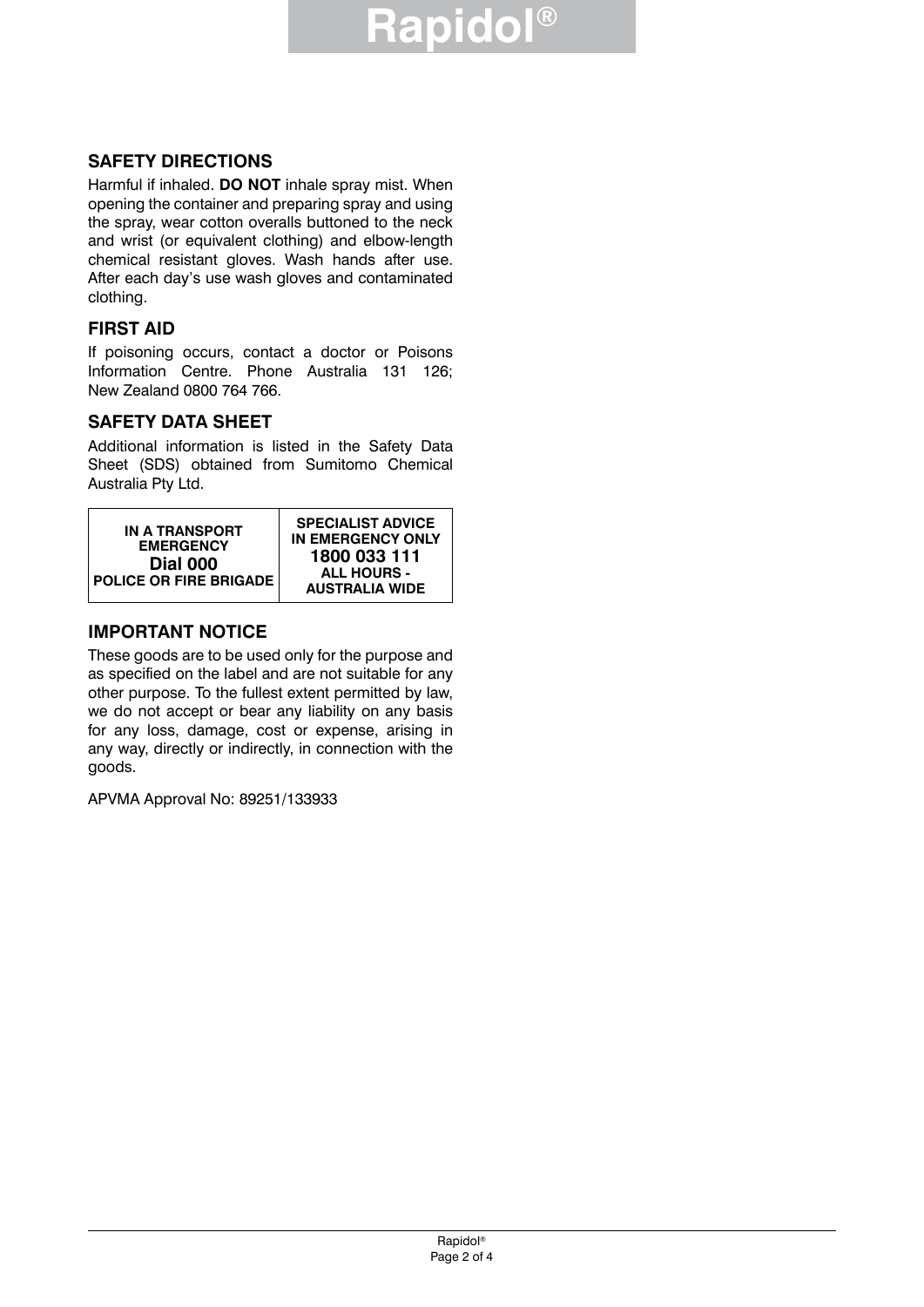## SAFETY DIRECTIONS

Harmful if inhaled. **DO NOT** inhale spray mist. When opening the container and preparing spray and using the spray, wear cotton overalls buttoned to the neck and wrist (or equivalent clothing) and elbow-length chemical resistant gloves. Wash hands after use. After each day's use wash gloves and contaminated clothing.

## FIRST AID

If poisoning occurs, contact a doctor or Poisons Information Centre. Phone Australia 131 126; New Zealand 0800 764 766.

## SAFETY DATA SHEET

Additional information is listed in the Safety Data Sheet (SDS) obtained from Sumitomo Chemical Australia Pty Ltd.

| IN A TRANSPORT EMERGENCY **Dial 000** POLICE OR FIRE BRIGADE | SPECIALIST ADVICE IN EMERGENCY ONLY **1800 033 111** ALL HOURS - AUSTRALIA WIDE |
|---|---|

## IMPORTANT NOTICE

These goods are to be used only for the purpose and as specified on the label and are not suitable for any other purpose. To the fullest extent permitted by law, we do not accept or bear any liability on any basis for any loss, damage, cost or expense, arising in any way, directly or indirectly, in connection with the goods.

APVMA Approval No: 89251/133933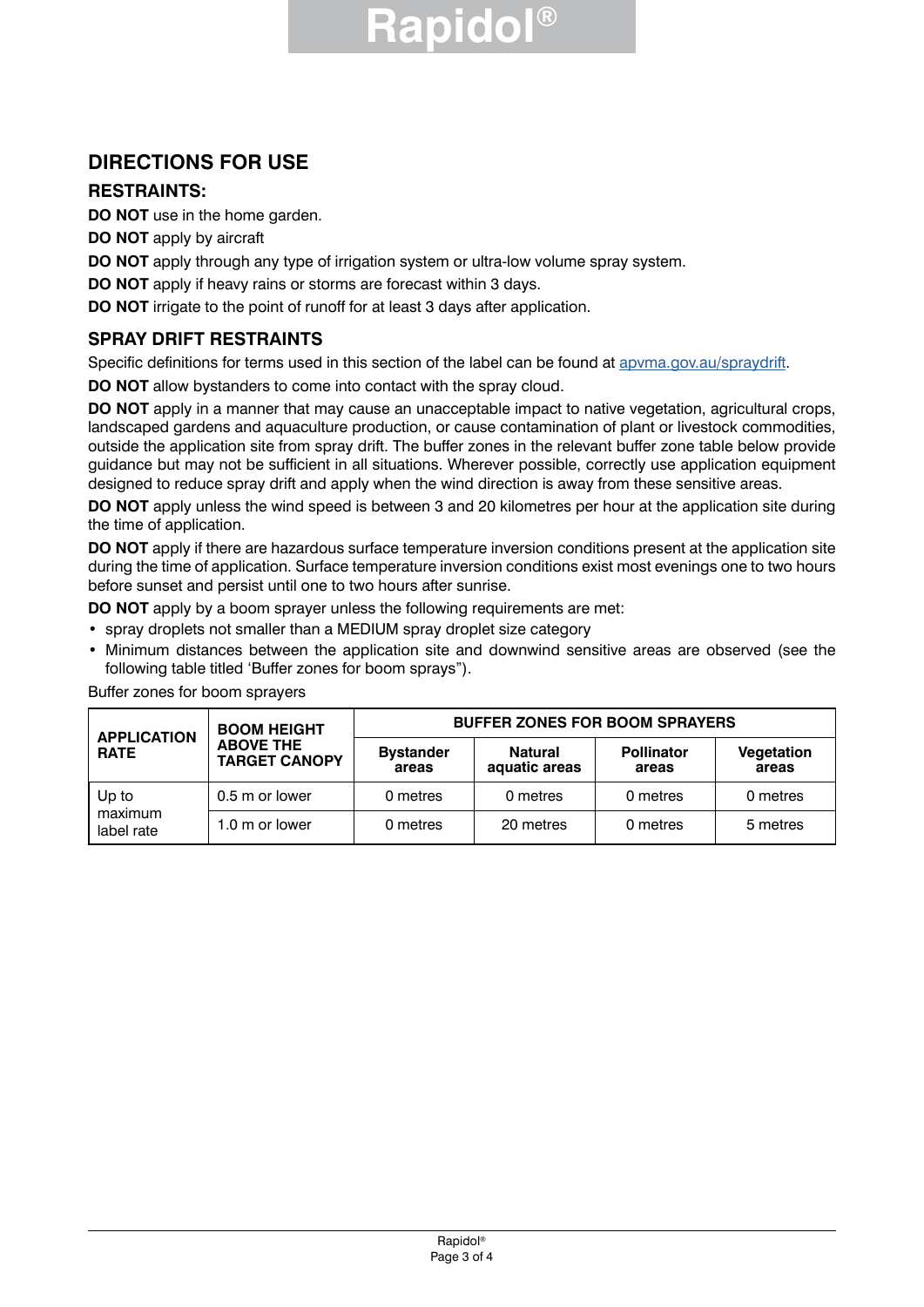## DIRECTIONS FOR USE

### RESTRAINTS:

**DO NOT** use in the home garden.

**DO NOT** apply by aircraft

**DO NOT** apply through any type of irrigation system or ultra-low volume spray system.

**DO NOT** apply if heavy rains or storms are forecast within 3 days.

**DO NOT** irrigate to the point of runoff for at least 3 days after application.

### SPRAY DRIFT RESTRAINTS

Specific definitions for terms used in this section of the label can be found at apvma.gov.au/spraydrift.

**DO NOT** allow bystanders to come into contact with the spray cloud.

**DO NOT** apply in a manner that may cause an unacceptable impact to native vegetation, agricultural crops, landscaped gardens and aquaculture production, or cause contamination of plant or livestock commodities, outside the application site from spray drift. The buffer zones in the relevant buffer zone table below provide guidance but may not be sufficient in all situations. Wherever possible, correctly use application equipment designed to reduce spray drift and apply when the wind direction is away from these sensitive areas.

**DO NOT** apply unless the wind speed is between 3 and 20 kilometres per hour at the application site during the time of application.

**DO NOT** apply if there are hazardous surface temperature inversion conditions present at the application site during the time of application. Surface temperature inversion conditions exist most evenings one to two hours before sunset and persist until one to two hours after sunrise.

**DO NOT** apply by a boom sprayer unless the following requirements are met:

- spray droplets not smaller than a MEDIUM spray droplet size category
- Minimum distances between the application site and downwind sensitive areas are observed (see the following table titled 'Buffer zones for boom sprays").

Buffer zones for boom sprayers

| APPLICATION RATE | BOOM HEIGHT ABOVE THE TARGET CANOPY | BUFFER ZONES FOR BOOM SPRAYERS | | | |
|---|---|---|---|---|---|
| | | Bystander areas | Natural aquatic areas | Pollinator areas | Vegetation areas |
| Up to maximum label rate | 0.5 m or lower | 0 metres | 0 metres | 0 metres | 0 metres |
| | 1.0 m or lower | 0 metres | 20 metres | 0 metres | 5 metres |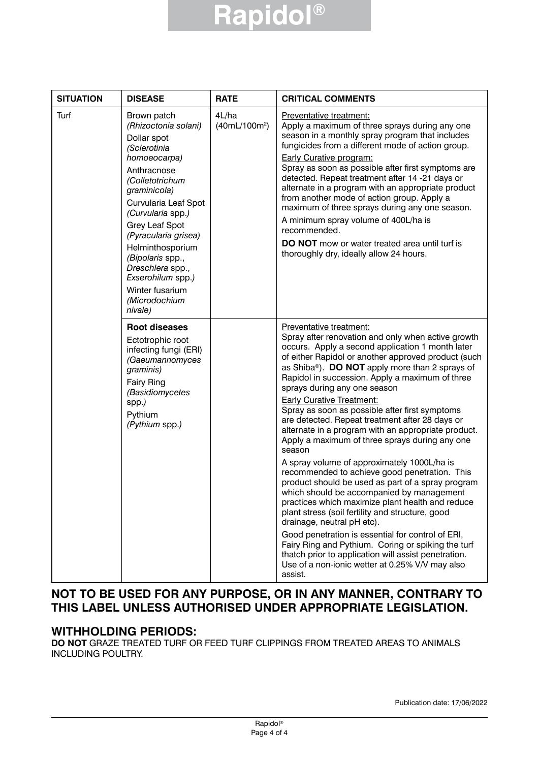| SITUATION | DISEASE | RATE | CRITICAL COMMENTS |
|---|---|---|---|
| Turf | Brown patch *(Rhizoctonia solani)*<br>Dollar spot *(Sclerotinia homoeocarpa)*<br>Anthracnose *(Colletotrichum graminicola)*<br>Curvularia Leaf Spot *(Curvularia* spp.*)*<br>Grey Leaf Spot *(Pyracularia grisea)*<br>Helminthosporium *(Bipolaris* spp., *Dreschlera* spp., *Exserohilum* spp.*)*<br>Winter fusarium *(Microdochium nivale)* | 4L/ha (40mL/100m$^2$) | Preventative treatment:<br>Apply a maximum of three sprays during any one season in a monthly spray program that includes fungicides from a different mode of action group.<br>Early Curative program:<br>Spray as soon as possible after first symptoms are detected. Repeat treatment after 14 -21 days or alternate in a program with an appropriate product from another mode of action group. Apply a maximum of three sprays during any one season.<br>A minimum spray volume of 400L/ha is recommended.<br>**DO NOT** mow or water treated area until turf is thoroughly dry, ideally allow 24 hours. |
| | **Root diseases**<br>Ectotrophic root infecting fungi (ERI) *(Gaeumannomyces graminis)*<br>Fairy Ring *(Basidiomycetes* spp.*)*<br>Pythium *(Pythium* spp.*)* | | Preventative treatment:<br>Spray after renovation and only when active growth occurs. Apply a second application 1 month later of either Rapidol or another approved product (such as Shiba®). **DO NOT** apply more than 2 sprays of Rapidol in succession. Apply a maximum of three sprays during any one season<br>Early Curative Treatment:<br>Spray as soon as possible after first symptoms are detected. Repeat treatment after 28 days or alternate in a program with an appropriate product. Apply a maximum of three sprays during any one season<br>A spray volume of approximately 1000L/ha is recommended to achieve good penetration. This product should be used as part of a spray program which should be accompanied by management practices which maximize plant health and reduce plant stress (soil fertility and structure, good drainage, neutral pH etc).<br>Good penetration is essential for control of ERI, Fairy Ring and Pythium. Coring or spiking the turf thatch prior to application will assist penetration. Use of a non-ionic wetter at 0.25% V/V may also assist. |

## NOT TO BE USED FOR ANY PURPOSE, OR IN ANY MANNER, CONTRARY TO THIS LABEL UNLESS AUTHORISED UNDER APPROPRIATE LEGISLATION.

## WITHHOLDING PERIODS:

**DO NOT** GRAZE TREATED TURF OR FEED TURF CLIPPINGS FROM TREATED AREAS TO ANIMALS INCLUDING POULTRY.

Publication date: 17/06/2022